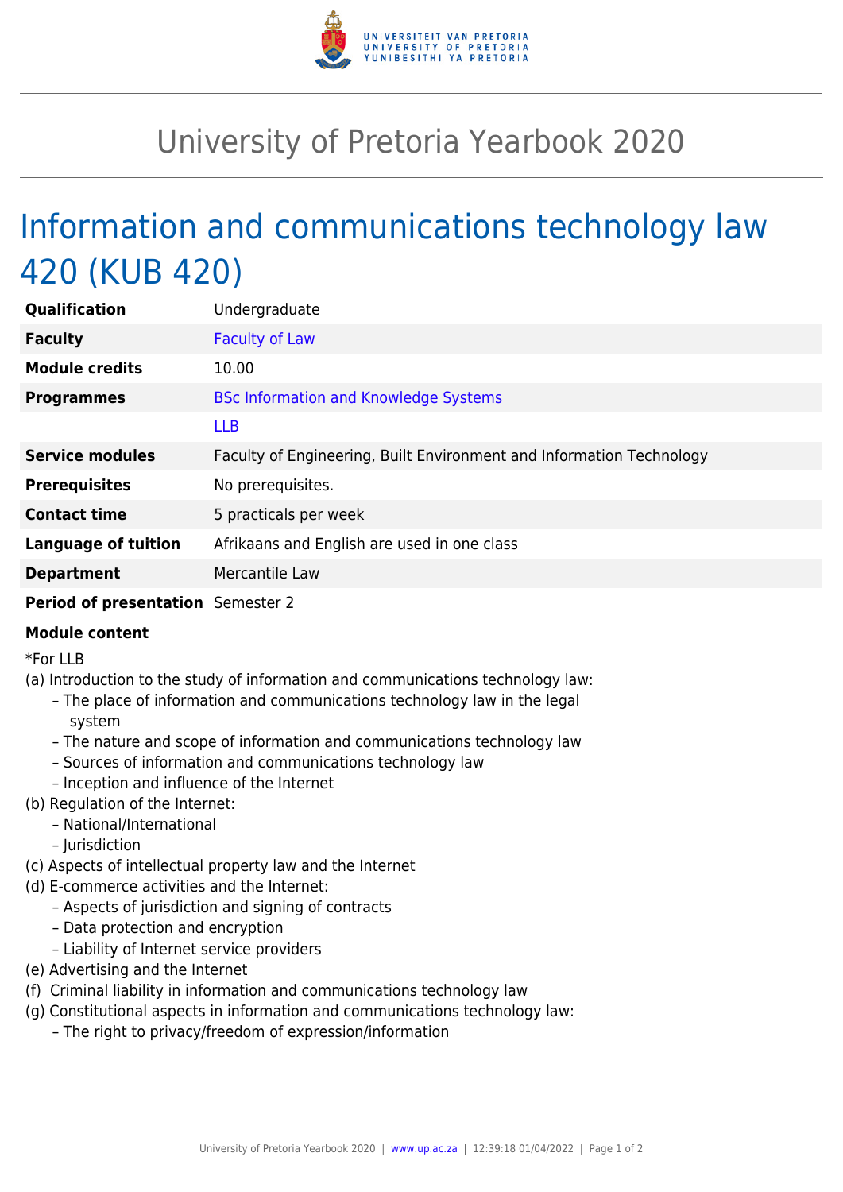# University of Pretoria Yearbook 2020

## Information and communications technology law 420 (KUB 420)

| | |
|---|---|
| **Qualification** | Undergraduate |
| **Faculty** | Faculty of Law |
| **Module credits** | 10.00 |
| **Programmes** | BSc Information and Knowledge Systems |
| | LLB |
| **Service modules** | Faculty of Engineering, Built Environment and Information Technology |
| **Prerequisites** | No prerequisites. |
| **Contact time** | 5 practicals per week |
| **Language of tuition** | Afrikaans and English are used in one class |
| **Department** | Mercantile Law |
| **Period of presentation** | Semester 2 |

**Module content**

*For LLB

(a) Introduction to the study of information and communications technology law:
- The place of information and communications technology law in the legal system
- The nature and scope of information and communications technology law
- Sources of information and communications technology law
- Inception and influence of the Internet

(b) Regulation of the Internet:
- National/International
- Jurisdiction

(c) Aspects of intellectual property law and the Internet

(d) E-commerce activities and the Internet:
- Aspects of jurisdiction and signing of contracts
- Data protection and encryption
- Liability of Internet service providers

(e) Advertising and the Internet

(f) Criminal liability in information and communications technology law

(g) Constitutional aspects in information and communications technology law:
- The right to privacy/freedom of expression/information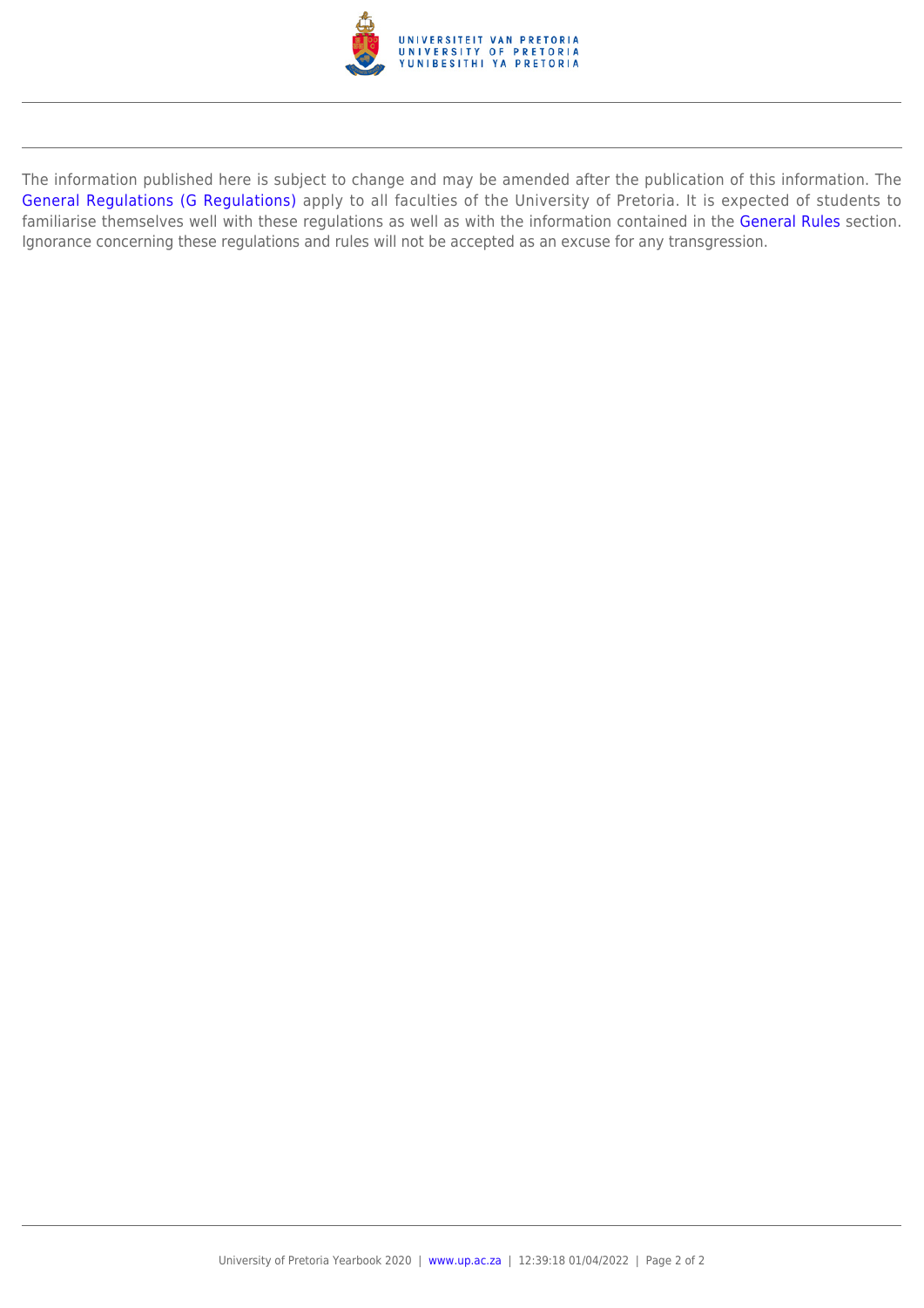The information published here is subject to change and may be amended after the publication of this information. The General Regulations (G Regulations) apply to all faculties of the University of Pretoria. It is expected of students to familiarise themselves well with these regulations as well as with the information contained in the General Rules section. Ignorance concerning these regulations and rules will not be accepted as an excuse for any transgression.